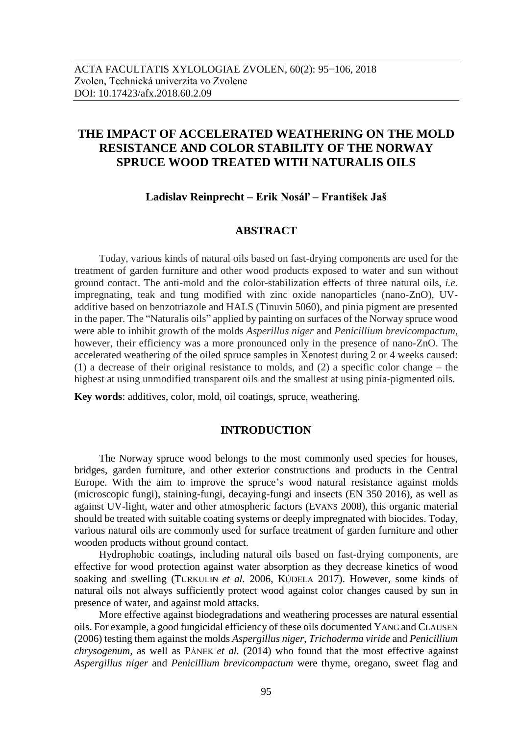ACTA FACULTATIS XYLOLOGIAE ZVOLEN, 60(2): 95−106, 2018
Zvolen, Technická univerzita vo Zvolene
DOI: 10.17423/afx.2018.60.2.09

# THE IMPACT OF ACCELERATED WEATHERING ON THE MOLD RESISTANCE AND COLOR STABILITY OF THE NORWAY SPRUCE WOOD TREATED WITH NATURALIS OILS

**Ladislav Reinprecht – Erik Nosáľ – František Jaš**

## ABSTRACT

Today, various kinds of natural oils based on fast-drying components are used for the treatment of garden furniture and other wood products exposed to water and sun without ground contact. The anti-mold and the color-stabilization effects of three natural oils, *i.e.* impregnating, teak and tung modified with zinc oxide nanoparticles (nano-ZnO), UV-additive based on benzotriazole and HALS (Tinuvin 5060), and pinia pigment are presented in the paper. The "Naturalis oils" applied by painting on surfaces of the Norway spruce wood were able to inhibit growth of the molds *Asperillus niger* and *Penicillium brevicompactum*, however, their efficiency was a more pronounced only in the presence of nano-ZnO. The accelerated weathering of the oiled spruce samples in Xenotest during 2 or 4 weeks caused: (1) a decrease of their original resistance to molds, and (2) a specific color change – the highest at using unmodified transparent oils and the smallest at using pinia-pigmented oils.

**Key words**: additives, color, mold, oil coatings, spruce, weathering.

## INTRODUCTION

The Norway spruce wood belongs to the most commonly used species for houses, bridges, garden furniture, and other exterior constructions and products in the Central Europe. With the aim to improve the spruce's wood natural resistance against molds (microscopic fungi), staining-fungi, decaying-fungi and insects (EN 350 2016), as well as against UV-light, water and other atmospheric factors (EVANS 2008), this organic material should be treated with suitable coating systems or deeply impregnated with biocides. Today, various natural oils are commonly used for surface treatment of garden furniture and other wooden products without ground contact.

Hydrophobic coatings, including natural oils based on fast-drying components, are effective for wood protection against water absorption as they decrease kinetics of wood soaking and swelling (TURKULIN *et al.* 2006, KÚDELA 2017). However, some kinds of natural oils not always sufficiently protect wood against color changes caused by sun in presence of water, and against mold attacks.

More effective against biodegradations and weathering processes are natural essential oils. For example, a good fungicidal efficiency of these oils documented YANG and CLAUSEN (2006) testing them against the molds *Aspergillus niger*, *Trichoderma viride* and *Penicillium chrysogenum*, as well as PÁNEK *et al.* (2014) who found that the most effective against *Aspergillus niger* and *Penicillium brevicompactum* were thyme, oregano, sweet flag and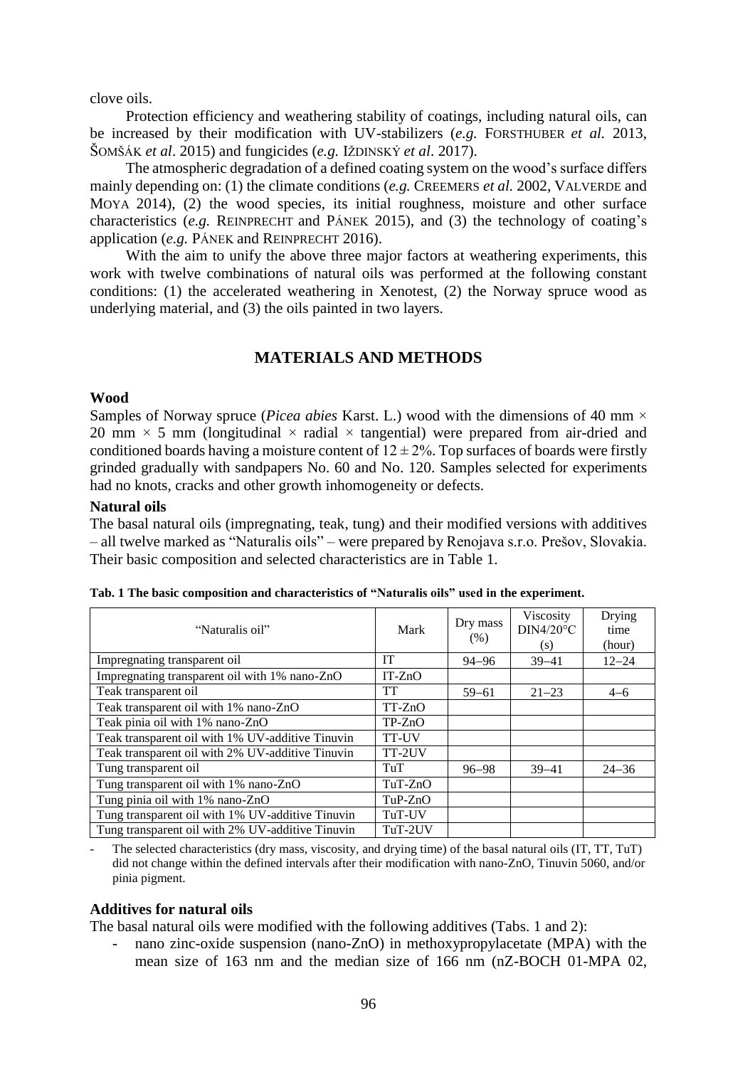clove oils.

Protection efficiency and weathering stability of coatings, including natural oils, can be increased by their modification with UV-stabilizers (*e.g.* FORSTHUBER *et al.* 2013, ŠOMŠÁK *et al*. 2015) and fungicides (*e.g.* IŽDINSKÝ *et al*. 2017).

The atmospheric degradation of a defined coating system on the wood's surface differs mainly depending on: (1) the climate conditions (*e.g.* CREEMERS *et al.* 2002, VALVERDE and MOYA 2014), (2) the wood species, its initial roughness, moisture and other surface characteristics (*e.g.* REINPRECHT and PÁNEK 2015), and (3) the technology of coating's application (*e.g.* PÁNEK and REINPRECHT 2016).

With the aim to unify the above three major factors at weathering experiments, this work with twelve combinations of natural oils was performed at the following constant conditions: (1) the accelerated weathering in Xenotest, (2) the Norway spruce wood as underlying material, and (3) the oils painted in two layers.

## MATERIALS AND METHODS

### Wood

Samples of Norway spruce (*Picea abies* Karst. L.) wood with the dimensions of 40 mm × 20 mm × 5 mm (longitudinal × radial × tangential) were prepared from air-dried and conditioned boards having a moisture content of 12 ± 2%. Top surfaces of boards were firstly grinded gradually with sandpapers No. 60 and No. 120. Samples selected for experiments had no knots, cracks and other growth inhomogeneity or defects.

### Natural oils

The basal natural oils (impregnating, teak, tung) and their modified versions with additives – all twelve marked as "Naturalis oils" – were prepared by Renojava s.r.o. Prešov, Slovakia. Their basic composition and selected characteristics are in Table 1.

**Tab. 1 The basic composition and characteristics of "Naturalis oils" used in the experiment.**

| "Naturalis oil" | Mark | Dry mass (%) | Viscosity DIN4/20°C (s) | Drying time (hour) |
|---|---|---|---|---|
| Impregnating transparent oil | IT | 94–96 | 39–41 | 12–24 |
| Impregnating transparent oil with 1% nano-ZnO | IT-ZnO | | | |
| Teak transparent oil | TT | 59–61 | 21–23 | 4–6 |
| Teak transparent oil with 1% nano-ZnO | TT-ZnO | | | |
| Teak pinia oil with 1% nano-ZnO | TP-ZnO | | | |
| Teak transparent oil with 1% UV-additive Tinuvin | TT-UV | | | |
| Teak transparent oil with 2% UV-additive Tinuvin | TT-2UV | | | |
| Tung transparent oil | TuT | 96–98 | 39–41 | 24–36 |
| Tung transparent oil with 1% nano-ZnO | TuT-ZnO | | | |
| Tung pinia oil with 1% nano-ZnO | TuP-ZnO | | | |
| Tung transparent oil with 1% UV-additive Tinuvin | TuT-UV | | | |
| Tung transparent oil with 2% UV-additive Tinuvin | TuT-2UV | | | |

- The selected characteristics (dry mass, viscosity, and drying time) of the basal natural oils (IT, TT, TuT) did not change within the defined intervals after their modification with nano-ZnO, Tinuvin 5060, and/or pinia pigment.

### Additives for natural oils

The basal natural oils were modified with the following additives (Tabs. 1 and 2):

- nano zinc-oxide suspension (nano-ZnO) in methoxypropylacetate (MPA) with the mean size of 163 nm and the median size of 166 nm (nZ-BOCH 01-MPA 02,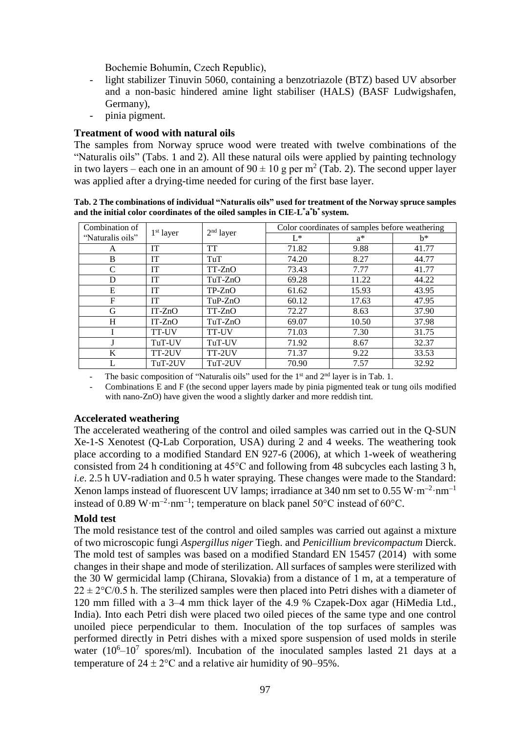Bochemie Bohumín, Czech Republic),

- light stabilizer Tinuvin 5060, containing a benzotriazole (BTZ) based UV absorber and a non-basic hindered amine light stabiliser (HALS) (BASF Ludwigshafen, Germany),
- pinia pigment.

**Treatment of wood with natural oils**

The samples from Norway spruce wood were treated with twelve combinations of the "Naturalis oils" (Tabs. 1 and 2). All these natural oils were applied by painting technology in two layers – each one in an amount of $90 \pm 10$ g per m$^2$ (Tab. 2). The second upper layer was applied after a drying-time needed for curing of the first base layer.

**Tab. 2 The combinations of individual "Naturalis oils" used for treatment of the Norway spruce samples and the initial color coordinates of the oiled samples in CIE-L$^*$a$^*$b$^*$ system.**

| Combination of "Naturalis oils" | 1st layer | 2nd layer | Color coordinates of samples before weathering | | |
|---|---|---|---|---|---|
| | | | L* | a* | b* |
| A | IT | TT | 71.82 | 9.88 | 41.77 |
| B | IT | TuT | 74.20 | 8.27 | 44.77 |
| C | IT | TT-ZnO | 73.43 | 7.77 | 41.77 |
| D | IT | TuT-ZnO | 69.28 | 11.22 | 44.22 |
| E | IT | TP-ZnO | 61.62 | 15.93 | 43.95 |
| F | IT | TuP-ZnO | 60.12 | 17.63 | 47.95 |
| G | IT-ZnO | TT-ZnO | 72.27 | 8.63 | 37.90 |
| H | IT-ZnO | TuT-ZnO | 69.07 | 10.50 | 37.98 |
| I | TT-UV | TT-UV | 71.03 | 7.30 | 31.75 |
| J | TuT-UV | TuT-UV | 71.92 | 8.67 | 32.37 |
| K | TT-2UV | TT-2UV | 71.37 | 9.22 | 33.53 |
| L | TuT-2UV | TuT-2UV | 70.90 | 7.57 | 32.92 |

- The basic composition of "Naturalis oils" used for the 1st and 2nd layer is in Tab. 1.
- Combinations E and F (the second upper layers made by pinia pigmented teak or tung oils modified with nano-ZnO) have given the wood a slightly darker and more reddish tint.

**Accelerated weathering**

The accelerated weathering of the control and oiled samples was carried out in the Q-SUN Xe-1-S Xenotest (Q-Lab Corporation, USA) during 2 and 4 weeks. The weathering took place according to a modified Standard EN 927-6 (2006), at which 1-week of weathering consisted from 24 h conditioning at 45°C and following from 48 subcycles each lasting 3 h, *i.e*. 2.5 h UV-radiation and 0.5 h water spraying. These changes were made to the Standard: Xenon lamps instead of fluorescent UV lamps; irradiance at 340 nm set to 0.55 $W \cdot m^{-2} \cdot nm^{-1}$ instead of 0.89 $W \cdot m^{-2} \cdot nm^{-1}$; temperature on black panel 50°C instead of 60°C.

**Mold test**

The mold resistance test of the control and oiled samples was carried out against a mixture of two microscopic fungi *Aspergillus niger* Tiegh. and *Penicillium brevicompactum* Dierck. The mold test of samples was based on a modified Standard EN 15457 (2014) with some changes in their shape and mode of sterilization. All surfaces of samples were sterilized with the 30 W germicidal lamp (Chirana, Slovakia) from a distance of 1 m, at a temperature of $22 \pm 2$°C/0.5 h. The sterilized samples were then placed into Petri dishes with a diameter of 120 mm filled with a 3–4 mm thick layer of the 4.9 % Czapek-Dox agar (HiMedia Ltd., India). Into each Petri dish were placed two oiled pieces of the same type and one control unoiled piece perpendicular to them. Inoculation of the top surfaces of samples was performed directly in Petri dishes with a mixed spore suspension of used molds in sterile water ($10^6$–$10^7$ spores/ml). Incubation of the inoculated samples lasted 21 days at a temperature of $24 \pm 2$°C and a relative air humidity of 90–95%.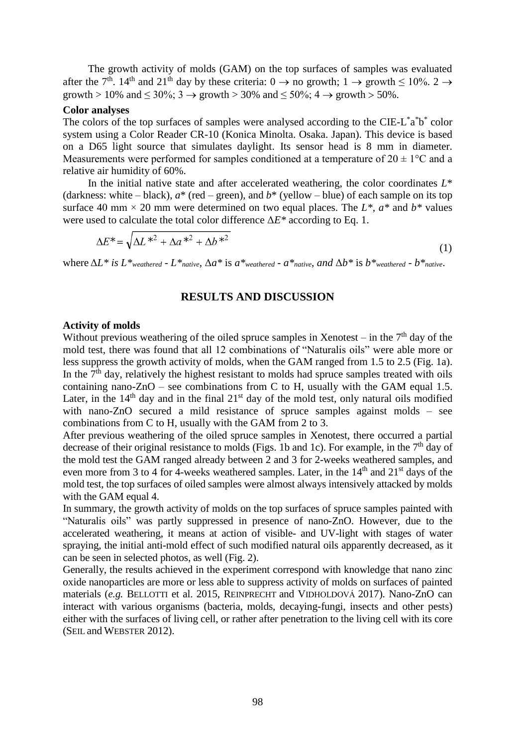The growth activity of molds (GAM) on the top surfaces of samples was evaluated after the $7^{th}$. $14^{th}$ and $21^{th}$ day by these criteria: $0 \rightarrow$ no growth; $1 \rightarrow$ growth $\leq 10\%$. $2 \rightarrow$ growth $> 10\%$ and $\leq 30\%$; $3 \rightarrow$ growth $> 30\%$ and $\leq 50\%$; $4 \rightarrow$ growth $> 50\%$.

**Color analyses**

The colors of the top surfaces of samples were analysed according to the CIE-$L^*a^*b^*$ color system using a Color Reader CR-10 (Konica Minolta. Osaka. Japan). This device is based on a D65 light source that simulates daylight. Its sensor head is 8 mm in diameter. Measurements were performed for samples conditioned at a temperature of $20 \pm 1$°C and a relative air humidity of 60%.

In the initial native state and after accelerated weathering, the color coordinates $L^*$ (darkness: white – black), $a^*$ (red – green), and $b^*$ (yellow – blue) of each sample on its top surface 40 mm × 20 mm were determined on two equal places. The $L^*$, $a^*$ and $b^*$ values were used to calculate the total color difference $\Delta E^*$ according to Eq. 1.

$$\Delta E^* = \sqrt{\Delta L^{*2} + \Delta a^{*2} + \Delta b^{*2}} \tag{1}$$

where $\Delta L^*$ *is* $L^*_{weathered} - L^*_{native}$, $\Delta a^*$ is $a^*_{weathered} - a^*_{native}$, *and* $\Delta b^*$ is $b^*_{weathered} - b^*_{native}$.

## RESULTS AND DISCUSSION

**Activity of molds**

Without previous weathering of the oiled spruce samples in Xenotest – in the $7^{th}$ day of the mold test, there was found that all 12 combinations of "Naturalis oils" were able more or less suppress the growth activity of molds, when the GAM ranged from 1.5 to 2.5 (Fig. 1a). In the $7^{th}$ day, relatively the highest resistant to molds had spruce samples treated with oils containing nano-ZnO – see combinations from C to H, usually with the GAM equal 1.5. Later, in the $14^{th}$ day and in the final $21^{st}$ day of the mold test, only natural oils modified with nano-ZnO secured a mild resistance of spruce samples against molds – see combinations from C to H, usually with the GAM from 2 to 3.

After previous weathering of the oiled spruce samples in Xenotest, there occurred a partial decrease of their original resistance to molds (Figs. 1b and 1c). For example, in the $7^{th}$ day of the mold test the GAM ranged already between 2 and 3 for 2-weeks weathered samples, and even more from 3 to 4 for 4-weeks weathered samples. Later, in the $14^{th}$ and $21^{st}$ days of the mold test, the top surfaces of oiled samples were almost always intensively attacked by molds with the GAM equal 4.

In summary, the growth activity of molds on the top surfaces of spruce samples painted with "Naturalis oils" was partly suppressed in presence of nano-ZnO. However, due to the accelerated weathering, it means at action of visible- and UV-light with stages of water spraying, the initial anti-mold effect of such modified natural oils apparently decreased, as it can be seen in selected photos, as well (Fig. 2).

Generally, the results achieved in the experiment correspond with knowledge that nano zinc oxide nanoparticles are more or less able to suppress activity of molds on surfaces of painted materials (*e.g.* BELLOTTI et al. 2015, REINPRECHT and VIDHOLDOVÁ 2017). Nano-ZnO can interact with various organisms (bacteria, molds, decaying-fungi, insects and other pests) either with the surfaces of living cell, or rather after penetration to the living cell with its core (SEIL and WEBSTER 2012).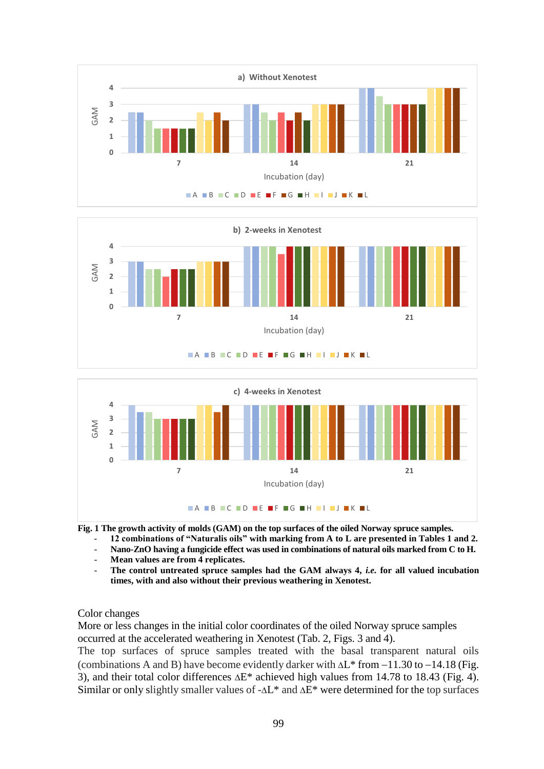**Fig. 1 The growth activity of molds (GAM) on the top surfaces of the oiled Norway spruce samples.**

- **12 combinations of "Naturalis oils" with marking from A to L are presented in Tables 1 and 2.**
- **Nano-ZnO having a fungicide effect was used in combinations of natural oils marked from C to H.**
- **Mean values are from 4 replicates.**
- **The control untreated spruce samples had the GAM always 4, *i.e.* for all valued incubation times, with and also without their previous weathering in Xenotest.**

Color changes

More or less changes in the initial color coordinates of the oiled Norway spruce samples occurred at the accelerated weathering in Xenotest (Tab. 2, Figs. 3 and 4).

The top surfaces of spruce samples treated with the basal transparent natural oils (combinations A and B) have become evidently darker with $\Delta L^*$ from –11.30 to –14.18 (Fig. 3), and their total color differences $\Delta E^*$ achieved high values from 14.78 to 18.43 (Fig. 4). Similar or only slightly smaller values of $-\Delta L^*$ and $\Delta E^*$ were determined for the top surfaces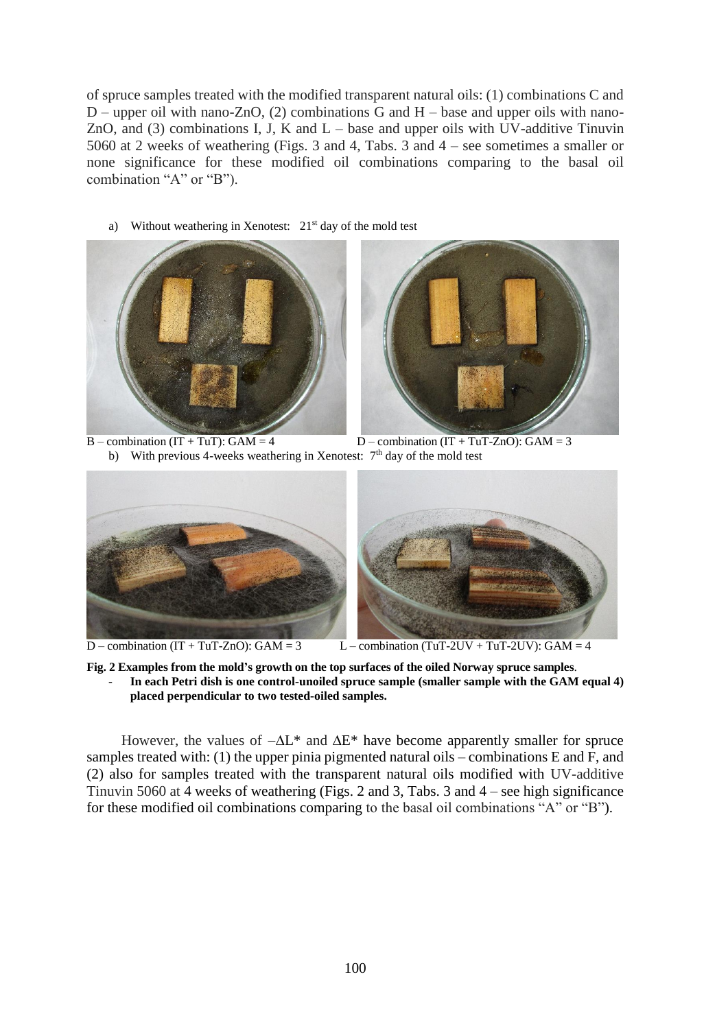of spruce samples treated with the modified transparent natural oils: (1) combinations C and D – upper oil with nano-ZnO, (2) combinations G and H – base and upper oils with nano-ZnO, and (3) combinations I, J, K and L – base and upper oils with UV-additive Tinuvin 5060 at 2 weeks of weathering (Figs. 3 and 4, Tabs. 3 and 4 – see sometimes a smaller or none significance for these modified oil combinations comparing to the basal oil combination "A" or "B").

a) Without weathering in Xenotest: 21[st] day of the mold test

B – combination (IT + TuT): GAM = 4 D – combination (IT + TuT-ZnO): GAM = 3

b) With previous 4-weeks weathering in Xenotest: 7[th] day of the mold test

D – combination (IT + TuT-ZnO): GAM = 3 L – combination (TuT-2UV + TuT-2UV): GAM = 4

**Fig. 2 Examples from the mold's growth on the top surfaces of the oiled Norway spruce samples**.

- **In each Petri dish is one control-unoiled spruce sample (smaller sample with the GAM equal 4) placed perpendicular to two tested-oiled samples.**

However, the values of $-\Delta L^*$ and $\Delta E^*$ have become apparently smaller for spruce samples treated with: (1) the upper pinia pigmented natural oils – combinations E and F, and (2) also for samples treated with the transparent natural oils modified with UV-additive Tinuvin 5060 at 4 weeks of weathering (Figs. 2 and 3, Tabs. 3 and 4 – see high significance for these modified oil combinations comparing to the basal oil combinations "A" or "B").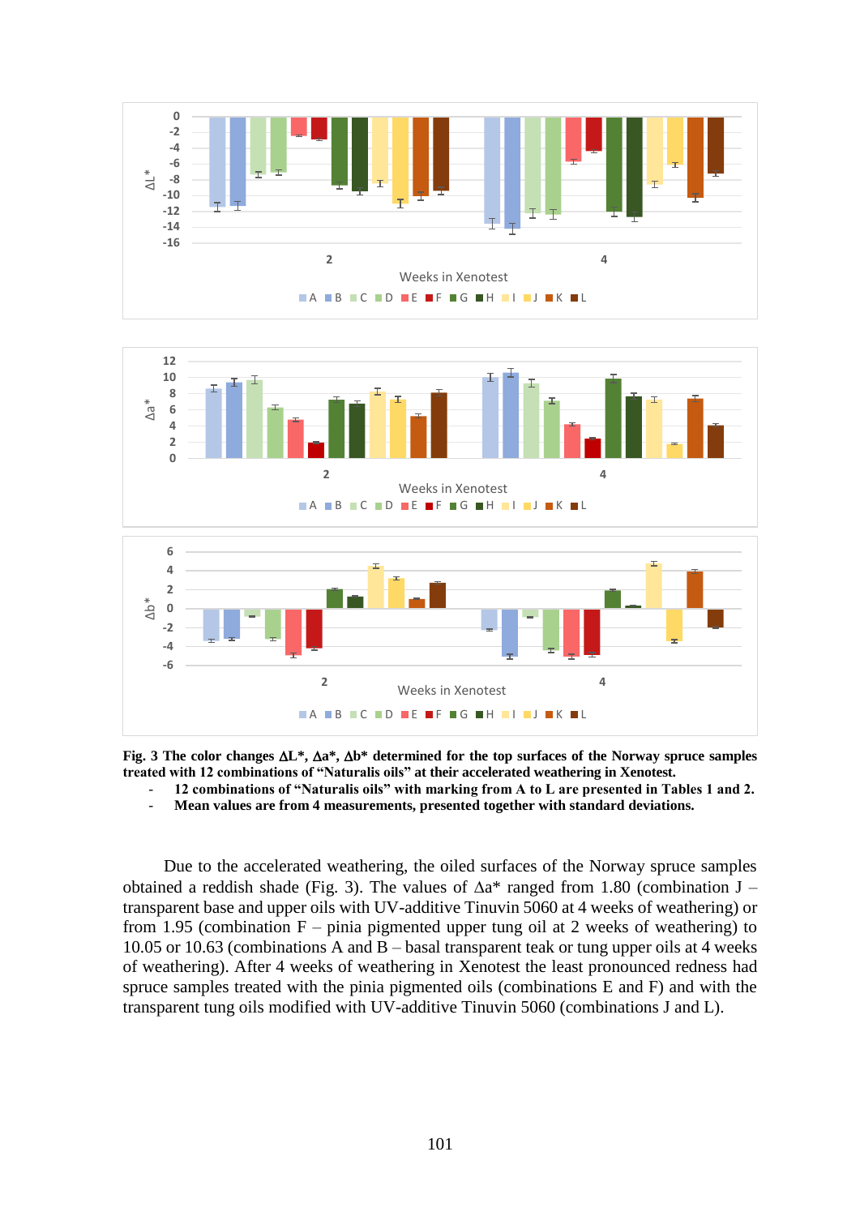**Fig. 3 The color changes ΔL\*, Δa\*, Δb\* determined for the top surfaces of the Norway spruce samples treated with 12 combinations of "Naturalis oils" at their accelerated weathering in Xenotest.**

- **12 combinations of "Naturalis oils" with marking from A to L are presented in Tables 1 and 2.**
- **Mean values are from 4 measurements, presented together with standard deviations.**

Due to the accelerated weathering, the oiled surfaces of the Norway spruce samples obtained a reddish shade (Fig. 3). The values of Δa* ranged from 1.80 (combination J – transparent base and upper oils with UV-additive Tinuvin 5060 at 4 weeks of weathering) or from 1.95 (combination F – pinia pigmented upper tung oil at 2 weeks of weathering) to 10.05 or 10.63 (combinations A and B – basal transparent teak or tung upper oils at 4 weeks of weathering). After 4 weeks of weathering in Xenotest the least pronounced redness had spruce samples treated with the pinia pigmented oils (combinations E and F) and with the transparent tung oils modified with UV-additive Tinuvin 5060 (combinations J and L).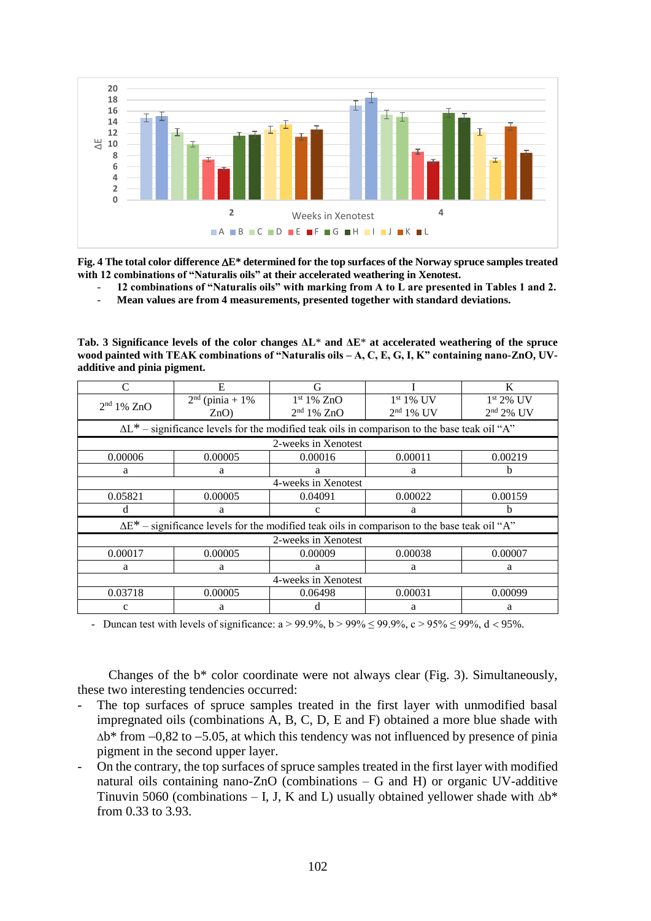**Fig. 4 The total color difference ΔE* determined for the top surfaces of the Norway spruce samples treated with 12 combinations of "Naturalis oils" at their accelerated weathering in Xenotest.**

- **12 combinations of "Naturalis oils" with marking from A to L are presented in Tables 1 and 2.**
- **Mean values are from 4 measurements, presented together with standard deviations.**

**Tab. 3 Significance levels of the color changes ΔL* and ΔE* at accelerated weathering of the spruce wood painted with TEAK combinations of "Naturalis oils – A, C, E, G, I, K" containing nano-ZnO, UV-additive and pinia pigment.**

| C | E | G | I | K |
|---|---|---|---|---|
| 2[nd] 1% ZnO | 2[nd] (pinia + 1% ZnO) | 1[st] 1% ZnO<br>2[nd] 1% ZnO | 1[st] 1% UV<br>2[nd] 1% UV | 1[st] 2% UV<br>2[nd] 2% UV |
| ΔL* – significance levels for the modified teak oils in comparison to the base teak oil "A" | | | | |
| 2-weeks in Xenotest | | | | |
| 0.00006 | 0.00005 | 0.00016 | 0.00011 | 0.00219 |
| a | a | a | a | b |
| 4-weeks in Xenotest | | | | |
| 0.05821 | 0.00005 | 0.04091 | 0.00022 | 0.00159 |
| d | a | c | a | b |
| ΔE* – significance levels for the modified teak oils in comparison to the base teak oil "A" | | | | |
| 2-weeks in Xenotest | | | | |
| 0.00017 | 0.00005 | 0.00009 | 0.00038 | 0.00007 |
| a | a | a | a | a |
| 4-weeks in Xenotest | | | | |
| 0.03718 | 0.00005 | 0.06498 | 0.00031 | 0.00099 |
| c | a | d | a | a |

- Duncan test with levels of significance: a > 99.9%, b > 99% ≤ 99.9%, c > 95% ≤ 99%, d < 95%.

Changes of the b* color coordinate were not always clear (Fig. 3). Simultaneously, these two interesting tendencies occurred:

- The top surfaces of spruce samples treated in the first layer with unmodified basal impregnated oils (combinations A, B, C, D, E and F) obtained a more blue shade with Δb* from –0,82 to –5.05, at which this tendency was not influenced by presence of pinia pigment in the second upper layer.
- On the contrary, the top surfaces of spruce samples treated in the first layer with modified natural oils containing nano-ZnO (combinations – G and H) or organic UV-additive Tinuvin 5060 (combinations – I, J, K and L) usually obtained yellower shade with Δb* from 0.33 to 3.93.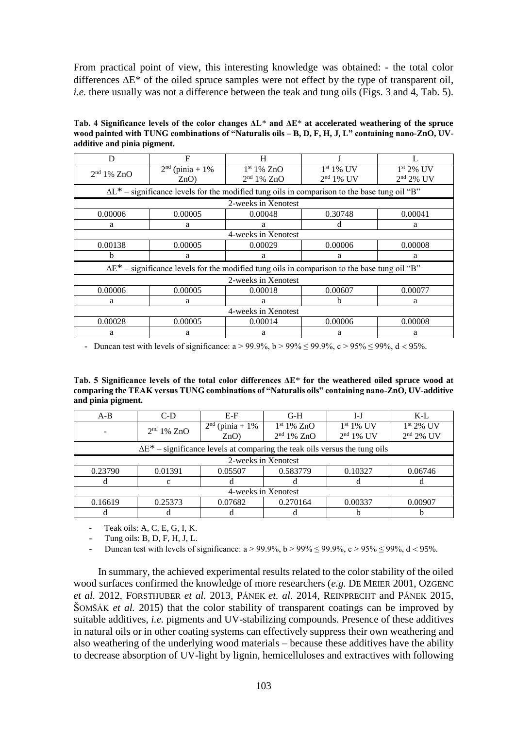From practical point of view, this interesting knowledge was obtained: - the total color differences ΔE* of the oiled spruce samples were not effect by the type of transparent oil, *i.e.* there usually was not a difference between the teak and tung oils (Figs. 3 and 4, Tab. 5).

**Tab. 4 Significance levels of the color changes ΔL* and ΔE* at accelerated weathering of the spruce wood painted with TUNG combinations of "Naturalis oils – B, D, F, H, J, L" containing nano-ZnO, UV-additive and pinia pigment.**

| D | F | H | J | L |
|---|---|---|---|---|
| 2nd 1% ZnO | 2nd (pinia + 1% ZnO) | 1st 1% ZnO<br>2nd 1% ZnO | 1st 1% UV<br>2nd 1% UV | 1st 2% UV<br>2nd 2% UV |
| ΔL* – significance levels for the modified tung oils in comparison to the base tung oil "B" | | | | |
| 2-weeks in Xenotest | | | | |
| 0.00006 | 0.00005 | 0.00048 | 0.30748 | 0.00041 |
| a | a | a | d | a |
| 4-weeks in Xenotest | | | | |
| 0.00138 | 0.00005 | 0.00029 | 0.00006 | 0.00008 |
| b | a | a | a | a |
| ΔE* – significance levels for the modified tung oils in comparison to the base tung oil "B" | | | | |
| 2-weeks in Xenotest | | | | |
| 0.00006 | 0.00005 | 0.00018 | 0.00607 | 0.00077 |
| a | a | a | b | a |
| 4-weeks in Xenotest | | | | |
| 0.00028 | 0.00005 | 0.00014 | 0.00006 | 0.00008 |
| a | a | a | a | a |

- Duncan test with levels of significance: a > 99.9%, b > 99% ≤ 99.9%, c > 95% ≤ 99%, d < 95%.

**Tab. 5 Significance levels of the total color differences ΔE* for the weathered oiled spruce wood at comparing the TEAK versus TUNG combinations of "Naturalis oils" containing nano-ZnO, UV-additive and pinia pigment.**

| A-B | C-D | E-F | G-H | I-J | K-L |
|---|---|---|---|---|---|
| - | 2nd 1% ZnO | 2nd (pinia + 1% ZnO) | 1st 1% ZnO<br>2nd 1% ZnO | 1st 1% UV<br>2nd 1% UV | 1st 2% UV<br>2nd 2% UV |
| ΔE* – significance levels at comparing the teak oils versus the tung oils | | | | | |
| 2-weeks in Xenotest | | | | | |
| 0.23790 | 0.01391 | 0.05507 | 0.583779 | 0.10327 | 0.06746 |
| d | c | d | d | d | d |
| 4-weeks in Xenotest | | | | | |
| 0.16619 | 0.25373 | 0.07682 | 0.270164 | 0.00337 | 0.00907 |
| d | d | d | d | b | b |

- Teak oils: A, C, E, G, I, K.
- Tung oils: B, D, F, H, J, L.
- Duncan test with levels of significance: a > 99.9%, b > 99% ≤ 99.9%, c > 95% ≤ 99%, d < 95%.

In summary, the achieved experimental results related to the color stability of the oiled wood surfaces confirmed the knowledge of more researchers (*e.g.* DE MEIER 2001, OZGENC *et al.* 2012, FORSTHUBER *et al.* 2013, PÁNEK *et. al*. 2014, REINPRECHT and PÁNEK 2015, ŠOMŠÁK *et al.* 2015) that the color stability of transparent coatings can be improved by suitable additives, *i.e.* pigments and UV-stabilizing compounds. Presence of these additives in natural oils or in other coating systems can effectively suppress their own weathering and also weathering of the underlying wood materials – because these additives have the ability to decrease absorption of UV-light by lignin, hemicelluloses and extractives with following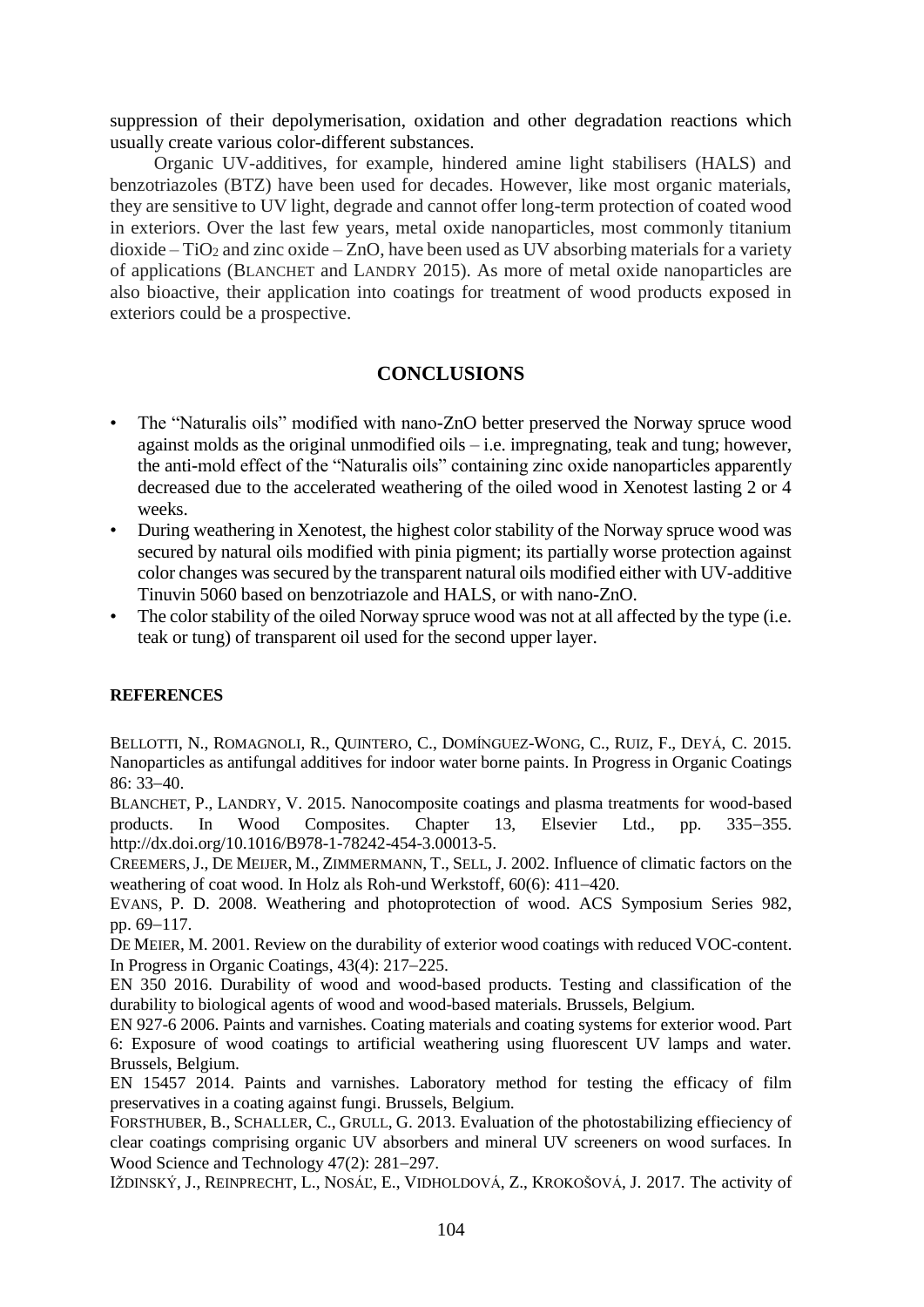suppression of their depolymerisation, oxidation and other degradation reactions which usually create various color-different substances.

Organic UV-additives, for example, hindered amine light stabilisers (HALS) and benzotriazoles (BTZ) have been used for decades. However, like most organic materials, they are sensitive to UV light, degrade and cannot offer long-term protection of coated wood in exteriors. Over the last few years, metal oxide nanoparticles, most commonly titanium dioxide – $TiO_2$ and zinc oxide – ZnO, have been used as UV absorbing materials for a variety of applications (BLANCHET and LANDRY 2015). As more of metal oxide nanoparticles are also bioactive, their application into coatings for treatment of wood products exposed in exteriors could be a prospective.

## CONCLUSIONS

- The "Naturalis oils" modified with nano-ZnO better preserved the Norway spruce wood against molds as the original unmodified oils – i.e. impregnating, teak and tung; however, the anti-mold effect of the "Naturalis oils" containing zinc oxide nanoparticles apparently decreased due to the accelerated weathering of the oiled wood in Xenotest lasting 2 or 4 weeks.
- During weathering in Xenotest, the highest color stability of the Norway spruce wood was secured by natural oils modified with pinia pigment; its partially worse protection against color changes was secured by the transparent natural oils modified either with UV-additive Tinuvin 5060 based on benzotriazole and HALS, or with nano-ZnO.
- The color stability of the oiled Norway spruce wood was not at all affected by the type (i.e. teak or tung) of transparent oil used for the second upper layer.

**REFERENCES**

BELLOTTI, N., ROMAGNOLI, R., QUINTERO, C., DOMÍNGUEZ-WONG, C., RUIZ, F., DEYÁ, C. 2015. Nanoparticles as antifungal additives for indoor water borne paints. In Progress in Organic Coatings 86: 33–40.

BLANCHET, P., LANDRY, V. 2015. Nanocomposite coatings and plasma treatments for wood-based products. In Wood Composites. Chapter 13, Elsevier Ltd., pp. 335–355. http://dx.doi.org/10.1016/B978-1-78242-454-3.00013-5.

CREEMERS, J., DE MEIJER, M., ZIMMERMANN, T., SELL, J. 2002. Influence of climatic factors on the weathering of coat wood. In Holz als Roh-und Werkstoff, 60(6): 411–420.

EVANS, P. D. 2008. Weathering and photoprotection of wood. ACS Symposium Series 982, pp. 69–117.

DE MEIER, M. 2001. Review on the durability of exterior wood coatings with reduced VOC-content. In Progress in Organic Coatings, 43(4): 217–225.

EN 350 2016. Durability of wood and wood-based products. Testing and classification of the durability to biological agents of wood and wood-based materials. Brussels, Belgium.

EN 927-6 2006. Paints and varnishes. Coating materials and coating systems for exterior wood. Part 6: Exposure of wood coatings to artificial weathering using fluorescent UV lamps and water. Brussels, Belgium.

EN 15457 2014. Paints and varnishes. Laboratory method for testing the efficacy of film preservatives in a coating against fungi. Brussels, Belgium.

FORSTHUBER, B., SCHALLER, C., GRULL, G. 2013. Evaluation of the photostabilizing effieciency of clear coatings comprising organic UV absorbers and mineral UV screeners on wood surfaces. In Wood Science and Technology 47(2): 281–297.

IŽDINSKÝ, J., REINPRECHT, L., NOSÁĽ, E., VIDHOLDOVÁ, Z., KROKOŠOVÁ, J. 2017. The activity of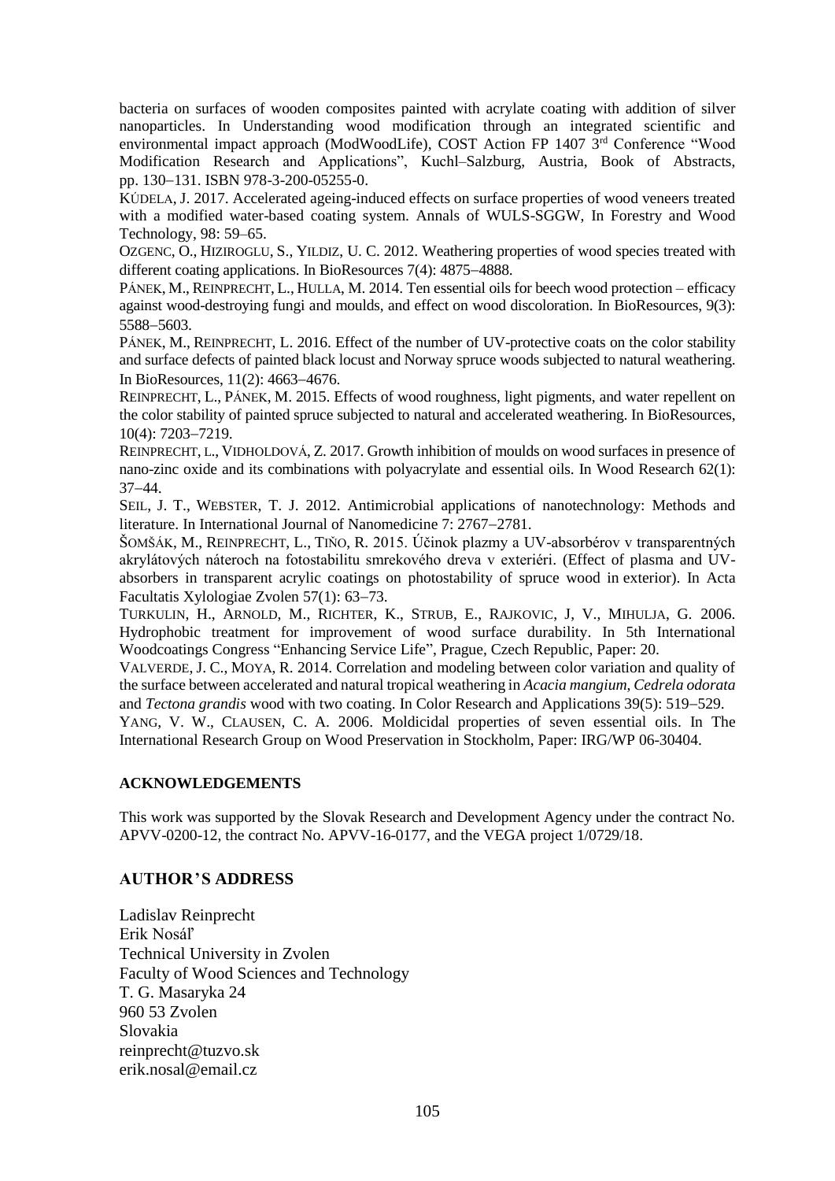bacteria on surfaces of wooden composites painted with acrylate coating with addition of silver nanoparticles. In Understanding wood modification through an integrated scientific and environmental impact approach (ModWoodLife), COST Action FP 1407 3rd Conference "Wood Modification Research and Applications", Kuchl–Salzburg, Austria, Book of Abstracts, pp. 130–131. ISBN 978-3-200-05255-0.

KÚDELA, J. 2017. Accelerated ageing-induced effects on surface properties of wood veneers treated with a modified water-based coating system. Annals of WULS-SGGW, In Forestry and Wood Technology, 98: 59–65.

OZGENC, O., HIZIROGLU, S., YILDIZ, U. C. 2012. Weathering properties of wood species treated with different coating applications. In BioResources 7(4): 4875–4888.

PÁNEK, M., REINPRECHT, L., HULLA, M. 2014. Ten essential oils for beech wood protection – efficacy against wood-destroying fungi and moulds, and effect on wood discoloration. In BioResources, 9(3): 5588–5603.

PÁNEK, M., REINPRECHT, L. 2016. Effect of the number of UV-protective coats on the color stability and surface defects of painted black locust and Norway spruce woods subjected to natural weathering. In BioResources, 11(2): 4663–4676.

REINPRECHT, L., PÁNEK, M. 2015. Effects of wood roughness, light pigments, and water repellent on the color stability of painted spruce subjected to natural and accelerated weathering. In BioResources, 10(4): 7203–7219.

REINPRECHT, L., VIDHOLDOVÁ, Z. 2017. Growth inhibition of moulds on wood surfaces in presence of nano-zinc oxide and its combinations with polyacrylate and essential oils. In Wood Research 62(1): 37–44.

SEIL, J. T., WEBSTER, T. J. 2012. Antimicrobial applications of nanotechnology: Methods and literature. In International Journal of Nanomedicine 7: 2767–2781.

ŠOMŠÁK, M., REINPRECHT, L., TIŇO, R. 2015. Účinok plazmy a UV-absorbérov v transparentných akrylátových náteroch na fotostabilitu smrekového dreva v exteriéri. (Effect of plasma and UV-absorbers in transparent acrylic coatings on photostability of spruce wood in exterior). In Acta Facultatis Xylologiae Zvolen 57(1): 63–73.

TURKULIN, H., ARNOLD, M., RICHTER, K., STRUB, E., RAJKOVIC, J, V., MIHULJA, G. 2006. Hydrophobic treatment for improvement of wood surface durability. In 5th International Woodcoatings Congress "Enhancing Service Life", Prague, Czech Republic, Paper: 20.

VALVERDE, J. C., MOYA, R. 2014. Correlation and modeling between color variation and quality of the surface between accelerated and natural tropical weathering in *Acacia mangium*, *Cedrela odorata* and *Tectona grandis* wood with two coating. In Color Research and Applications 39(5): 519–529.

YANG, V. W., CLAUSEN, C. A. 2006. Moldicidal properties of seven essential oils. In The International Research Group on Wood Preservation in Stockholm, Paper: IRG/WP 06-30404.

## ACKNOWLEDGEMENTS

This work was supported by the Slovak Research and Development Agency under the contract No. APVV-0200-12, the contract No. APVV-16-0177, and the VEGA project 1/0729/18.

## AUTHOR'S ADDRESS

Ladislav Reinprecht
Erik Nosáľ
Technical University in Zvolen
Faculty of Wood Sciences and Technology
T. G. Masaryka 24
960 53 Zvolen
Slovakia
reinprecht@tuzvo.sk
erik.nosal@email.cz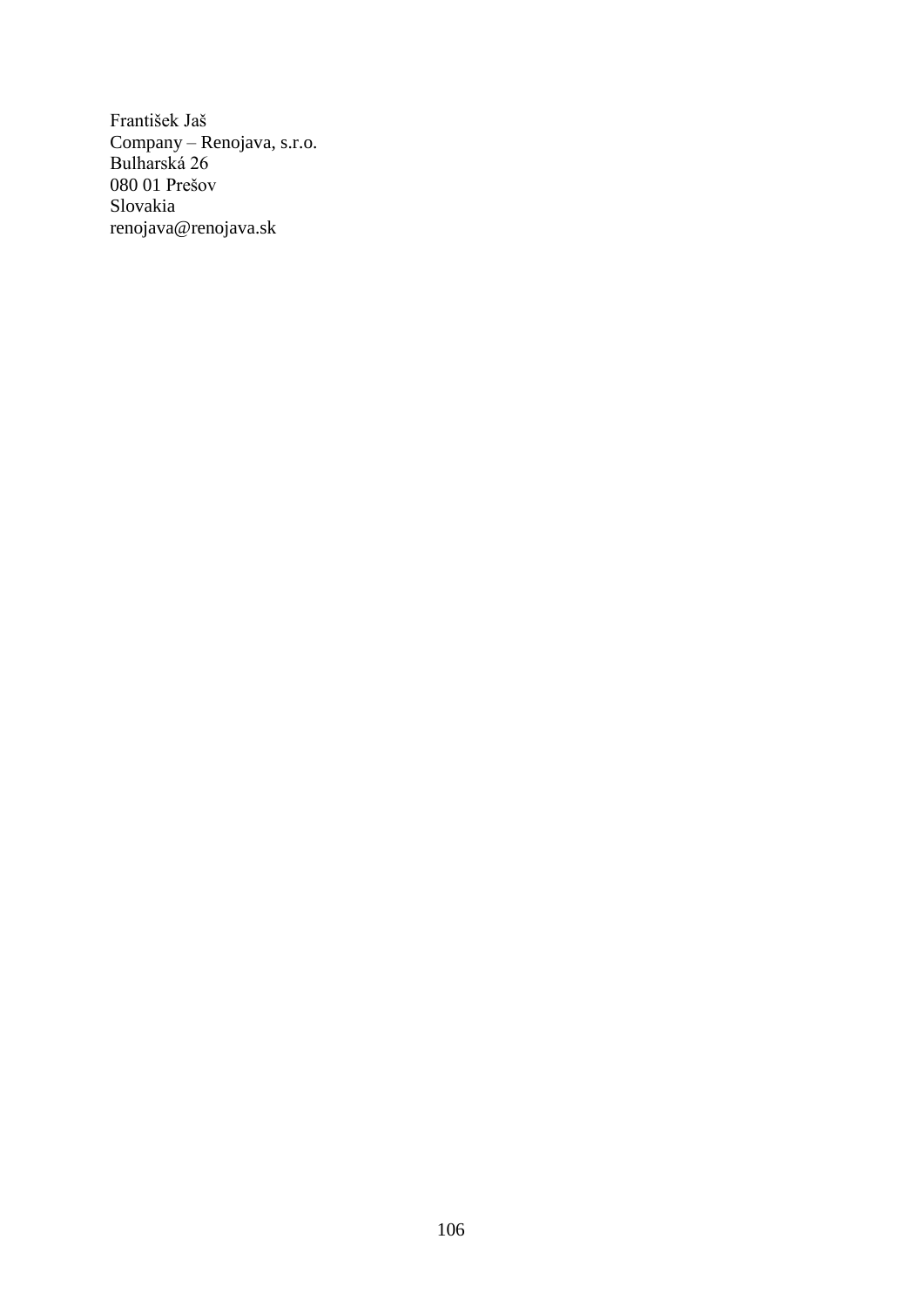František Jaš
Company – Renojava, s.r.o.
Bulharská 26
080 01 Prešov
Slovakia
renojava@renojava.sk